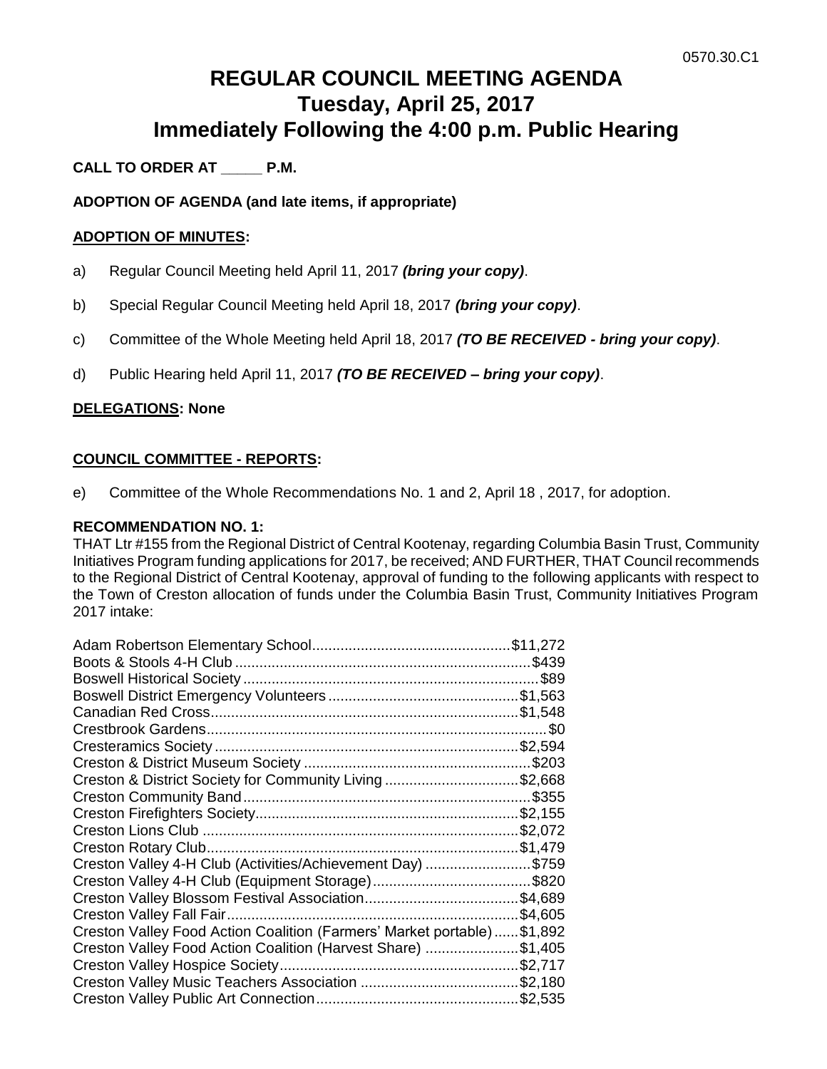0570.30.C1

# REGULAR COUNCIL MEETING AGENDA
# Tuesday, April 25, 2017
# Immediately Following the 4:00 p.m. Public Hearing

**CALL TO ORDER AT _____ P.M.**

**ADOPTION OF AGENDA (and late items, if appropriate)**

**ADOPTION OF MINUTES:**

a) Regular Council Meeting held April 11, 2017 ***(bring your copy)***.

b) Special Regular Council Meeting held April 18, 2017 ***(bring your copy)***.

c) Committee of the Whole Meeting held April 18, 2017 ***(TO BE RECEIVED - bring your copy)***.

d) Public Hearing held April 11, 2017 ***(TO BE RECEIVED – bring your copy)***.

**DELEGATIONS: None**

**COUNCIL COMMITTEE - REPORTS:**

e) Committee of the Whole Recommendations No. 1 and 2, April 18 , 2017, for adoption.

**RECOMMENDATION NO. 1:**

THAT Ltr #155 from the Regional District of Central Kootenay, regarding Columbia Basin Trust, Community Initiatives Program funding applications for 2017, be received; AND FURTHER, THAT Council recommends to the Regional District of Central Kootenay, approval of funding to the following applicants with respect to the Town of Creston allocation of funds under the Columbia Basin Trust, Community Initiatives Program 2017 intake:

| Applicant | Amount |
|---|---|
| Adam Robertson Elementary School | $11,272 |
| Boots & Stools 4-H Club | $439 |
| Boswell Historical Society | $89 |
| Boswell District Emergency Volunteers | $1,563 |
| Canadian Red Cross | $1,548 |
| Crestbrook Gardens | $0 |
| Cresteramics Society | $2,594 |
| Creston & District Museum Society | $203 |
| Creston & District Society for Community Living | $2,668 |
| Creston Community Band | $355 |
| Creston Firefighters Society | $2,155 |
| Creston Lions Club | $2,072 |
| Creston Rotary Club | $1,479 |
| Creston Valley 4-H Club (Activities/Achievement Day) | $759 |
| Creston Valley 4-H Club (Equipment Storage) | $820 |
| Creston Valley Blossom Festival Association | $4,689 |
| Creston Valley Fall Fair | $4,605 |
| Creston Valley Food Action Coalition (Farmers' Market portable) | $1,892 |
| Creston Valley Food Action Coalition (Harvest Share) | $1,405 |
| Creston Valley Hospice Society | $2,717 |
| Creston Valley Music Teachers Association | $2,180 |
| Creston Valley Public Art Connection | $2,535 |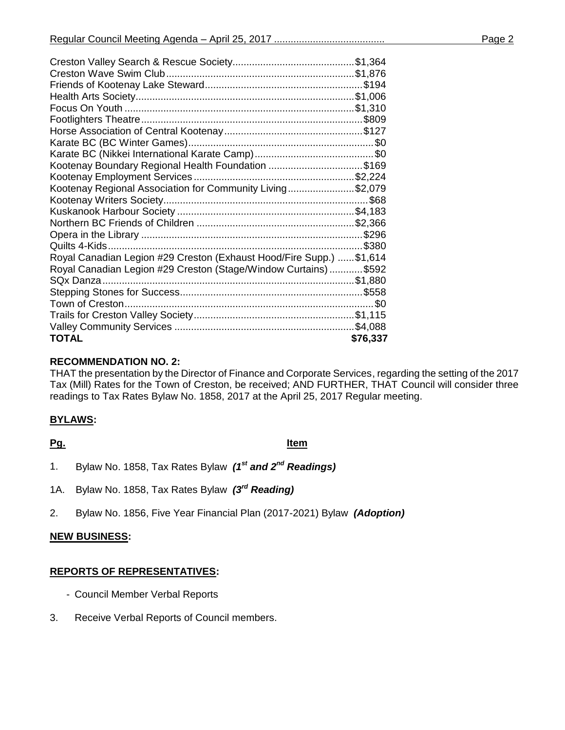| | |
|---|---|
| Creston Valley Search & Rescue Society | $1,364 |
| Creston Wave Swim Club | $1,876 |
| Friends of Kootenay Lake Steward | $194 |
| Health Arts Society | $1,006 |
| Focus On Youth | $1,310 |
| Footlighters Theatre | $809 |
| Horse Association of Central Kootenay | $127 |
| Karate BC (BC Winter Games) | $0 |
| Karate BC (Nikkei International Karate Camp) | $0 |
| Kootenay Boundary Regional Health Foundation | $169 |
| Kootenay Employment Services | $2,224 |
| Kootenay Regional Association for Community Living | $2,079 |
| Kootenay Writers Society | $68 |
| Kuskanook Harbour Society | $4,183 |
| Northern BC Friends of Children | $2,366 |
| Opera in the Library | $296 |
| Quilts 4-Kids | $380 |
| Royal Canadian Legion #29 Creston (Exhaust Hood/Fire Supp.) | $1,614 |
| Royal Canadian Legion #29 Creston (Stage/Window Curtains) | $592 |
| SQx Danza | $1,880 |
| Stepping Stones for Success | $558 |
| Town of Creston | $0 |
| Trails for Creston Valley Society | $1,115 |
| Valley Community Services | $4,088 |
| **TOTAL** | **$76,337** |

**RECOMMENDATION NO. 2:**

THAT the presentation by the Director of Finance and Corporate Services, regarding the setting of the 2017 Tax (Mill) Rates for the Town of Creston, be received; AND FURTHER, THAT Council will consider three readings to Tax Rates Bylaw No. 1858, 2017 at the April 25, 2017 Regular meeting.

## BYLAWS:

**Pg.** **Item**

1. Bylaw No. 1858, Tax Rates Bylaw ***(1st and 2nd Readings)***

1A. Bylaw No. 1858, Tax Rates Bylaw ***(3rd Reading)***

2. Bylaw No. 1856, Five Year Financial Plan (2017-2021) Bylaw ***(Adoption)***

## NEW BUSINESS:

## REPORTS OF REPRESENTATIVES:

- Council Member Verbal Reports

3. Receive Verbal Reports of Council members.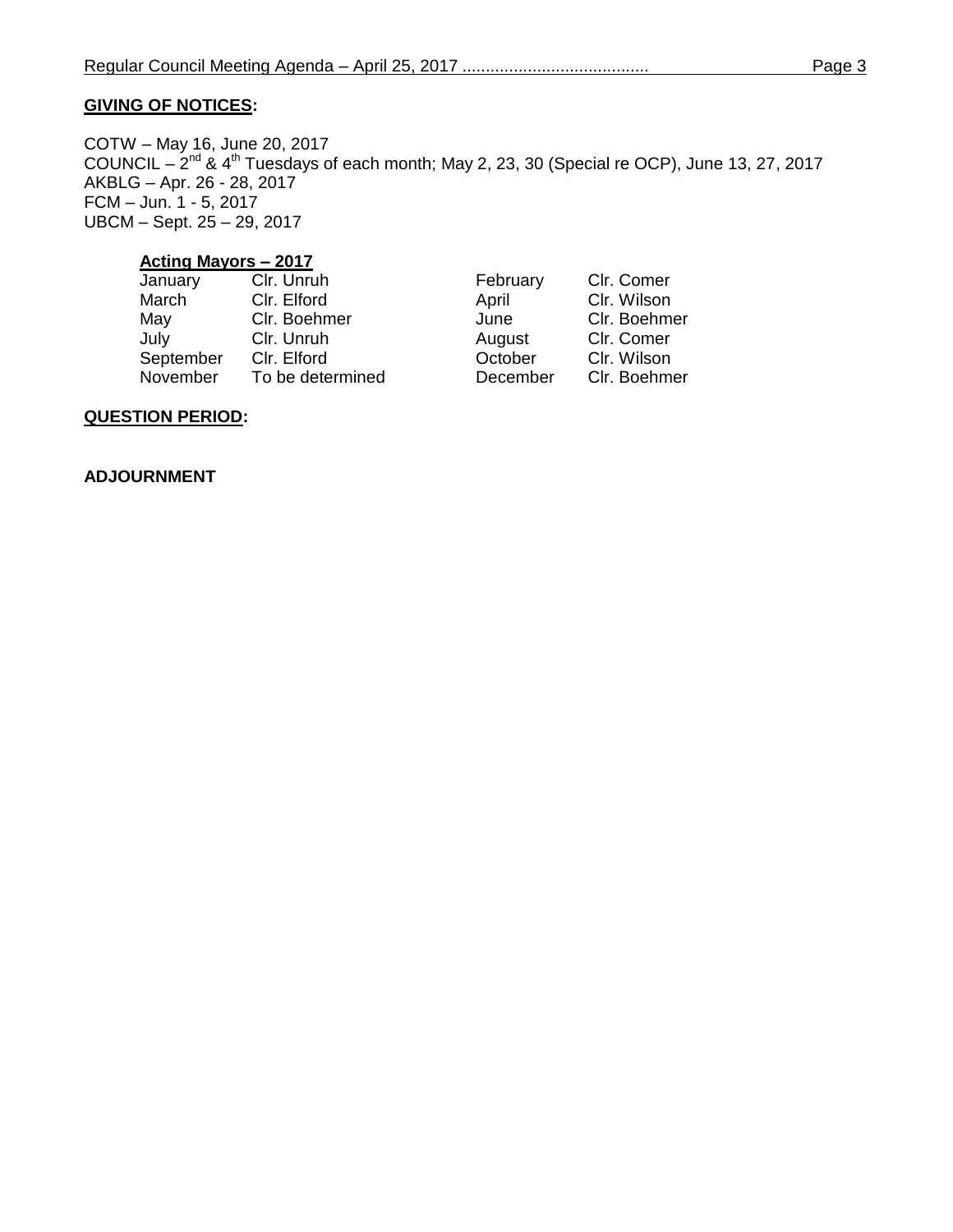## GIVING OF NOTICES:

COTW – May 16, June 20, 2017
COUNCIL – 2nd & 4th Tuesdays of each month; May 2, 23, 30 (Special re OCP), June 13, 27, 2017
AKBLG – Apr. 26 - 28, 2017
FCM – Jun. 1 - 5, 2017
UBCM – Sept. 25 – 29, 2017

### Acting Mayors – 2017

| | | | |
|---|---|---|---|
| January | Clr. Unruh | February | Clr. Comer |
| March | Clr. Elford | April | Clr. Wilson |
| May | Clr. Boehmer | June | Clr. Boehmer |
| July | Clr. Unruh | August | Clr. Comer |
| September | Clr. Elford | October | Clr. Wilson |
| November | To be determined | December | Clr. Boehmer |

## QUESTION PERIOD:

## ADJOURNMENT